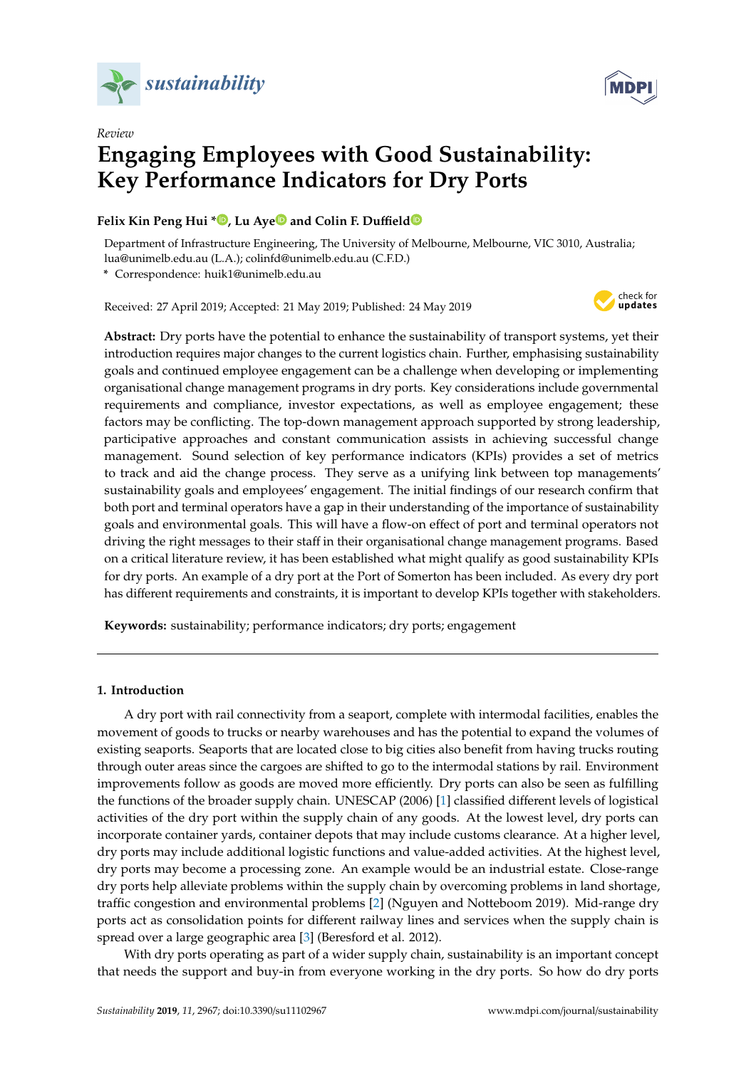*Review*

# Engaging Employees with Good Sustainability: Key Performance Indicators for Dry Ports

**Felix Kin Peng Hui \*, Lu Aye and Colin F. Duffield**

Department of Infrastructure Engineering, The University of Melbourne, Melbourne, VIC 3010, Australia; lua@unimelb.edu.au (L.A.); colinfd@unimelb.edu.au (C.F.D.)

\* Correspondence: huik1@unimelb.edu.au

Received: 27 April 2019; Accepted: 21 May 2019; Published: 24 May 2019

**Abstract:** Dry ports have the potential to enhance the sustainability of transport systems, yet their introduction requires major changes to the current logistics chain. Further, emphasising sustainability goals and continued employee engagement can be a challenge when developing or implementing organisational change management programs in dry ports. Key considerations include governmental requirements and compliance, investor expectations, as well as employee engagement; these factors may be conflicting. The top-down management approach supported by strong leadership, participative approaches and constant communication assists in achieving successful change management. Sound selection of key performance indicators (KPIs) provides a set of metrics to track and aid the change process. They serve as a unifying link between top managements' sustainability goals and employees' engagement. The initial findings of our research confirm that both port and terminal operators have a gap in their understanding of the importance of sustainability goals and environmental goals. This will have a flow-on effect of port and terminal operators not driving the right messages to their staff in their organisational change management programs. Based on a critical literature review, it has been established what might qualify as good sustainability KPIs for dry ports. An example of a dry port at the Port of Somerton has been included. As every dry port has different requirements and constraints, it is important to develop KPIs together with stakeholders.

**Keywords:** sustainability; performance indicators; dry ports; engagement

## 1. Introduction

A dry port with rail connectivity from a seaport, complete with intermodal facilities, enables the movement of goods to trucks or nearby warehouses and has the potential to expand the volumes of existing seaports. Seaports that are located close to big cities also benefit from having trucks routing through outer areas since the cargoes are shifted to go to the intermodal stations by rail. Environment improvements follow as goods are moved more efficiently. Dry ports can also be seen as fulfilling the functions of the broader supply chain. UNESCAP (2006) [1] classified different levels of logistical activities of the dry port within the supply chain of any goods. At the lowest level, dry ports can incorporate container yards, container depots that may include customs clearance. At a higher level, dry ports may include additional logistic functions and value-added activities. At the highest level, dry ports may become a processing zone. An example would be an industrial estate. Close-range dry ports help alleviate problems within the supply chain by overcoming problems in land shortage, traffic congestion and environmental problems [2] (Nguyen and Notteboom 2019). Mid-range dry ports act as consolidation points for different railway lines and services when the supply chain is spread over a large geographic area [3] (Beresford et al. 2012).

With dry ports operating as part of a wider supply chain, sustainability is an important concept that needs the support and buy-in from everyone working in the dry ports. So how do dry ports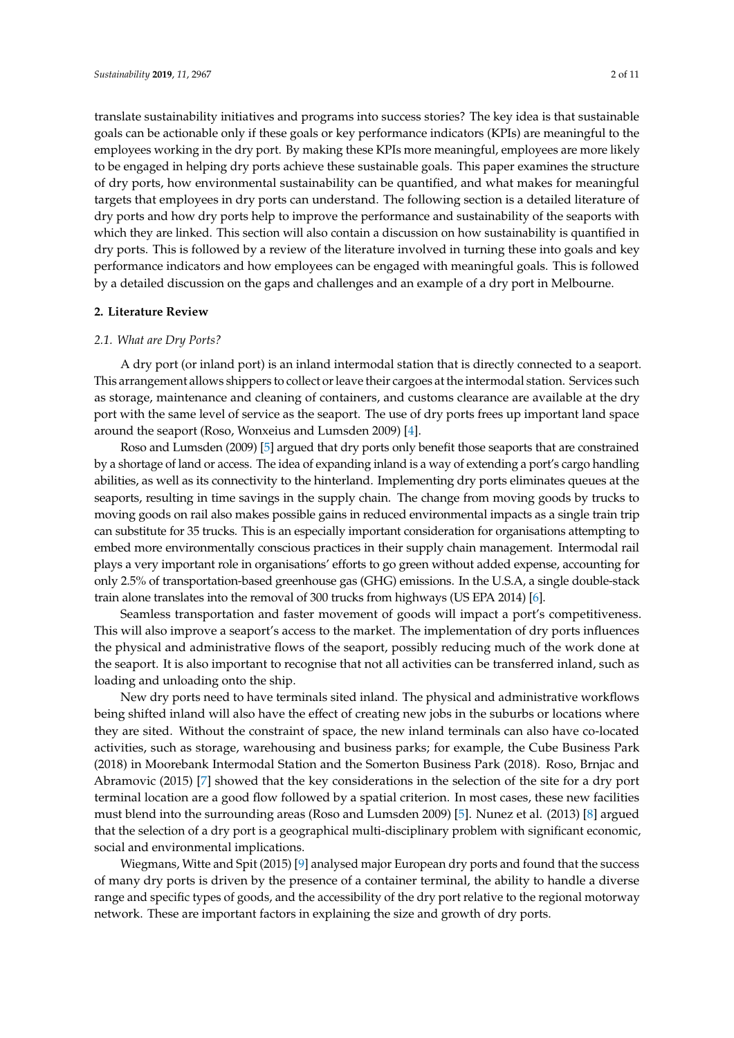translate sustainability initiatives and programs into success stories? The key idea is that sustainable goals can be actionable only if these goals or key performance indicators (KPIs) are meaningful to the employees working in the dry port. By making these KPIs more meaningful, employees are more likely to be engaged in helping dry ports achieve these sustainable goals. This paper examines the structure of dry ports, how environmental sustainability can be quantified, and what makes for meaningful targets that employees in dry ports can understand. The following section is a detailed literature of dry ports and how dry ports help to improve the performance and sustainability of the seaports with which they are linked. This section will also contain a discussion on how sustainability is quantified in dry ports. This is followed by a review of the literature involved in turning these into goals and key performance indicators and how employees can be engaged with meaningful goals. This is followed by a detailed discussion on the gaps and challenges and an example of a dry port in Melbourne.

## 2. Literature Review

### *2.1. What are Dry Ports?*

A dry port (or inland port) is an inland intermodal station that is directly connected to a seaport. This arrangement allows shippers to collect or leave their cargoes at the intermodal station. Services such as storage, maintenance and cleaning of containers, and customs clearance are available at the dry port with the same level of service as the seaport. The use of dry ports frees up important land space around the seaport (Roso, Wonxeius and Lumsden 2009) [4].

Roso and Lumsden (2009) [5] argued that dry ports only benefit those seaports that are constrained by a shortage of land or access. The idea of expanding inland is a way of extending a port's cargo handling abilities, as well as its connectivity to the hinterland. Implementing dry ports eliminates queues at the seaports, resulting in time savings in the supply chain. The change from moving goods by trucks to moving goods on rail also makes possible gains in reduced environmental impacts as a single train trip can substitute for 35 trucks. This is an especially important consideration for organisations attempting to embed more environmentally conscious practices in their supply chain management. Intermodal rail plays a very important role in organisations' efforts to go green without added expense, accounting for only 2.5% of transportation-based greenhouse gas (GHG) emissions. In the U.S.A, a single double-stack train alone translates into the removal of 300 trucks from highways (US EPA 2014) [6].

Seamless transportation and faster movement of goods will impact a port's competitiveness. This will also improve a seaport's access to the market. The implementation of dry ports influences the physical and administrative flows of the seaport, possibly reducing much of the work done at the seaport. It is also important to recognise that not all activities can be transferred inland, such as loading and unloading onto the ship.

New dry ports need to have terminals sited inland. The physical and administrative workflows being shifted inland will also have the effect of creating new jobs in the suburbs or locations where they are sited. Without the constraint of space, the new inland terminals can also have co-located activities, such as storage, warehousing and business parks; for example, the Cube Business Park (2018) in Moorebank Intermodal Station and the Somerton Business Park (2018). Roso, Brnjac and Abramovic (2015) [7] showed that the key considerations in the selection of the site for a dry port terminal location are a good flow followed by a spatial criterion. In most cases, these new facilities must blend into the surrounding areas (Roso and Lumsden 2009) [5]. Nunez et al. (2013) [8] argued that the selection of a dry port is a geographical multi-disciplinary problem with significant economic, social and environmental implications.

Wiegmans, Witte and Spit (2015) [9] analysed major European dry ports and found that the success of many dry ports is driven by the presence of a container terminal, the ability to handle a diverse range and specific types of goods, and the accessibility of the dry port relative to the regional motorway network. These are important factors in explaining the size and growth of dry ports.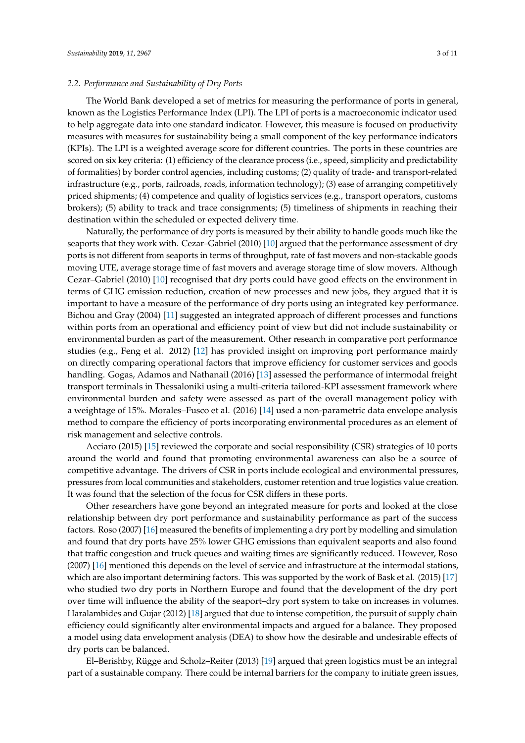### 2.2. Performance and Sustainability of Dry Ports

The World Bank developed a set of metrics for measuring the performance of ports in general, known as the Logistics Performance Index (LPI). The LPI of ports is a macroeconomic indicator used to help aggregate data into one standard indicator. However, this measure is focused on productivity measures with measures for sustainability being a small component of the key performance indicators (KPIs). The LPI is a weighted average score for different countries. The ports in these countries are scored on six key criteria: (1) efficiency of the clearance process (i.e., speed, simplicity and predictability of formalities) by border control agencies, including customs; (2) quality of trade- and transport-related infrastructure (e.g., ports, railroads, roads, information technology); (3) ease of arranging competitively priced shipments; (4) competence and quality of logistics services (e.g., transport operators, customs brokers); (5) ability to track and trace consignments; (5) timeliness of shipments in reaching their destination within the scheduled or expected delivery time.

Naturally, the performance of dry ports is measured by their ability to handle goods much like the seaports that they work with. Cezar–Gabriel (2010) [10] argued that the performance assessment of dry ports is not different from seaports in terms of throughput, rate of fast movers and non-stackable goods moving UTE, average storage time of fast movers and average storage time of slow movers. Although Cezar–Gabriel (2010) [10] recognised that dry ports could have good effects on the environment in terms of GHG emission reduction, creation of new processes and new jobs, they argued that it is important to have a measure of the performance of dry ports using an integrated key performance. Bichou and Gray (2004) [11] suggested an integrated approach of different processes and functions within ports from an operational and efficiency point of view but did not include sustainability or environmental burden as part of the measurement. Other research in comparative port performance studies (e.g., Feng et al. 2012) [12] has provided insight on improving port performance mainly on directly comparing operational factors that improve efficiency for customer services and goods handling. Gogas, Adamos and Nathanail (2016) [13] assessed the performance of intermodal freight transport terminals in Thessaloniki using a multi-criteria tailored-KPI assessment framework where environmental burden and safety were assessed as part of the overall management policy with a weightage of 15%. Morales–Fusco et al. (2016) [14] used a non-parametric data envelope analysis method to compare the efficiency of ports incorporating environmental procedures as an element of risk management and selective controls.

Acciaro (2015) [15] reviewed the corporate and social responsibility (CSR) strategies of 10 ports around the world and found that promoting environmental awareness can also be a source of competitive advantage. The drivers of CSR in ports include ecological and environmental pressures, pressures from local communities and stakeholders, customer retention and true logistics value creation. It was found that the selection of the focus for CSR differs in these ports.

Other researchers have gone beyond an integrated measure for ports and looked at the close relationship between dry port performance and sustainability performance as part of the success factors. Roso (2007) [16] measured the benefits of implementing a dry port by modelling and simulation and found that dry ports have 25% lower GHG emissions than equivalent seaports and also found that traffic congestion and truck queues and waiting times are significantly reduced. However, Roso (2007) [16] mentioned this depends on the level of service and infrastructure at the intermodal stations, which are also important determining factors. This was supported by the work of Bask et al. (2015) [17] who studied two dry ports in Northern Europe and found that the development of the dry port over time will influence the ability of the seaport–dry port system to take on increases in volumes. Haralambides and Gujar (2012) [18] argued that due to intense competition, the pursuit of supply chain efficiency could significantly alter environmental impacts and argued for a balance. They proposed a model using data envelopment analysis (DEA) to show how the desirable and undesirable effects of dry ports can be balanced.

El–Berishby, Rügge and Scholz–Reiter (2013) [19] argued that green logistics must be an integral part of a sustainable company. There could be internal barriers for the company to initiate green issues,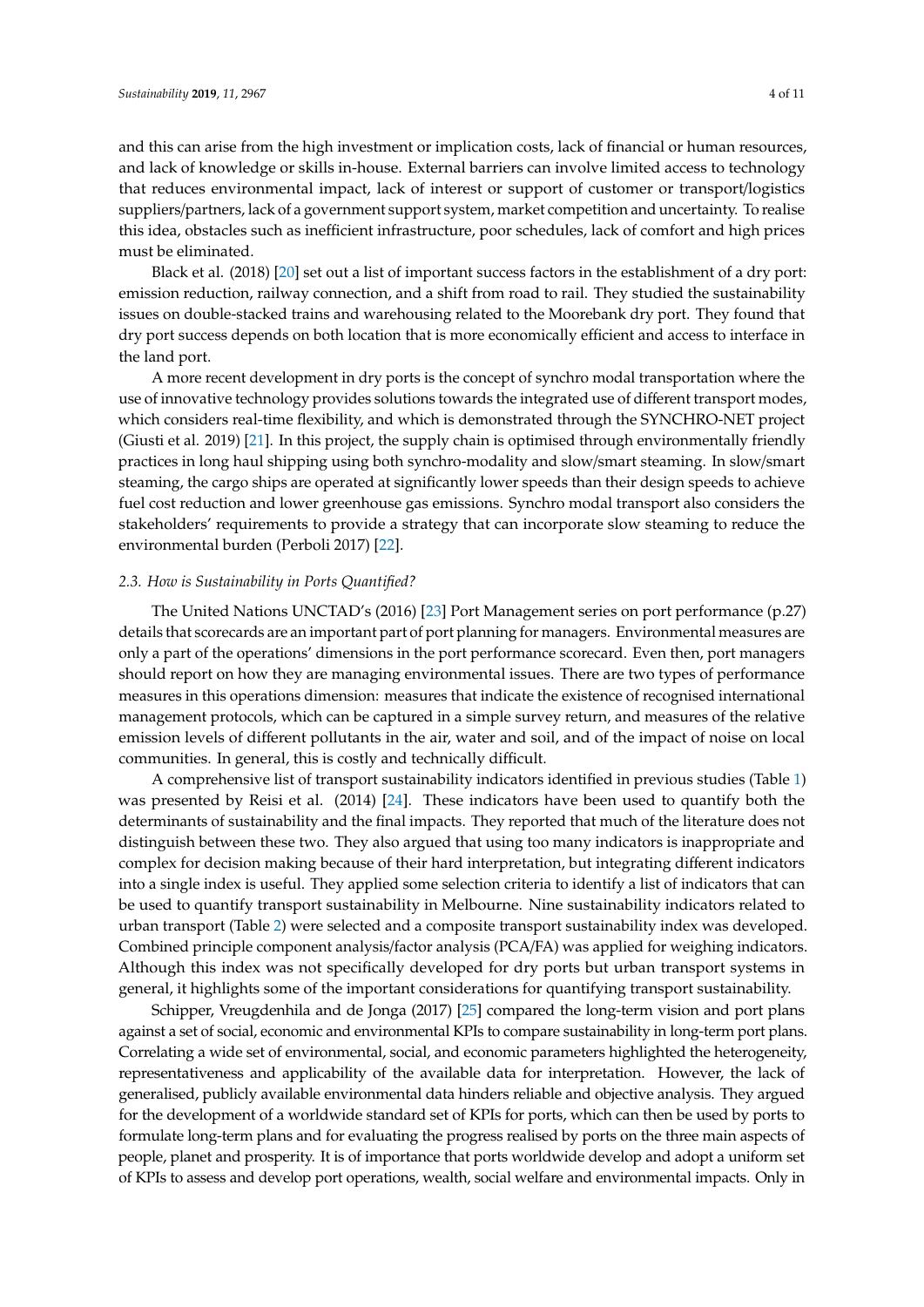and this can arise from the high investment or implication costs, lack of financial or human resources, and lack of knowledge or skills in-house. External barriers can involve limited access to technology that reduces environmental impact, lack of interest or support of customer or transport/logistics suppliers/partners, lack of a government support system, market competition and uncertainty. To realise this idea, obstacles such as inefficient infrastructure, poor schedules, lack of comfort and high prices must be eliminated.

Black et al. (2018) [20] set out a list of important success factors in the establishment of a dry port: emission reduction, railway connection, and a shift from road to rail. They studied the sustainability issues on double-stacked trains and warehousing related to the Moorebank dry port. They found that dry port success depends on both location that is more economically efficient and access to interface in the land port.

A more recent development in dry ports is the concept of synchro modal transportation where the use of innovative technology provides solutions towards the integrated use of different transport modes, which considers real-time flexibility, and which is demonstrated through the SYNCHRO-NET project (Giusti et al. 2019) [21]. In this project, the supply chain is optimised through environmentally friendly practices in long haul shipping using both synchro-modality and slow/smart steaming. In slow/smart steaming, the cargo ships are operated at significantly lower speeds than their design speeds to achieve fuel cost reduction and lower greenhouse gas emissions. Synchro modal transport also considers the stakeholders' requirements to provide a strategy that can incorporate slow steaming to reduce the environmental burden (Perboli 2017) [22].

### *2.3. How is Sustainability in Ports Quantified?*

The United Nations UNCTAD's (2016) [23] Port Management series on port performance (p.27) details that scorecards are an important part of port planning for managers. Environmental measures are only a part of the operations' dimensions in the port performance scorecard. Even then, port managers should report on how they are managing environmental issues. There are two types of performance measures in this operations dimension: measures that indicate the existence of recognised international management protocols, which can be captured in a simple survey return, and measures of the relative emission levels of different pollutants in the air, water and soil, and of the impact of noise on local communities. In general, this is costly and technically difficult.

A comprehensive list of transport sustainability indicators identified in previous studies (Table 1) was presented by Reisi et al. (2014) [24]. These indicators have been used to quantify both the determinants of sustainability and the final impacts. They reported that much of the literature does not distinguish between these two. They also argued that using too many indicators is inappropriate and complex for decision making because of their hard interpretation, but integrating different indicators into a single index is useful. They applied some selection criteria to identify a list of indicators that can be used to quantify transport sustainability in Melbourne. Nine sustainability indicators related to urban transport (Table 2) were selected and a composite transport sustainability index was developed. Combined principle component analysis/factor analysis (PCA/FA) was applied for weighing indicators. Although this index was not specifically developed for dry ports but urban transport systems in general, it highlights some of the important considerations for quantifying transport sustainability.

Schipper, Vreugdenhila and de Jonga (2017) [25] compared the long-term vision and port plans against a set of social, economic and environmental KPIs to compare sustainability in long-term port plans. Correlating a wide set of environmental, social, and economic parameters highlighted the heterogeneity, representativeness and applicability of the available data for interpretation. However, the lack of generalised, publicly available environmental data hinders reliable and objective analysis. They argued for the development of a worldwide standard set of KPIs for ports, which can then be used by ports to formulate long-term plans and for evaluating the progress realised by ports on the three main aspects of people, planet and prosperity. It is of importance that ports worldwide develop and adopt a uniform set of KPIs to assess and develop port operations, wealth, social welfare and environmental impacts. Only in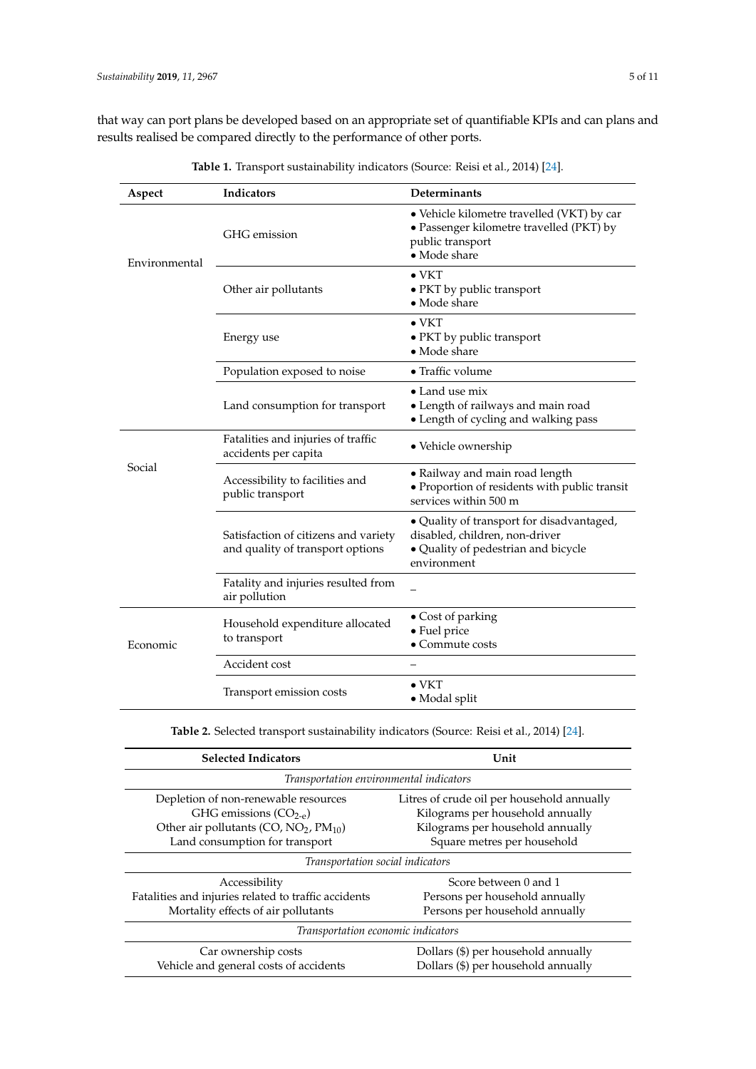that way can port plans be developed based on an appropriate set of quantifiable KPIs and can plans and results realised be compared directly to the performance of other ports.

**Table 1.** Transport sustainability indicators (Source: Reisi et al., 2014) [24].

| Aspect | Indicators | Determinants |
|---|---|---|
| Environmental | GHG emission | • Vehicle kilometre travelled (VKT) by car<br>• Passenger kilometre travelled (PKT) by public transport<br>• Mode share |
| | Other air pollutants | • VKT<br>• PKT by public transport<br>• Mode share |
| | Energy use | • VKT<br>• PKT by public transport<br>• Mode share |
| | Population exposed to noise | • Traffic volume |
| | Land consumption for transport | • Land use mix<br>• Length of railways and main road<br>• Length of cycling and walking pass |
| Social | Fatalities and injuries of traffic accidents per capita | • Vehicle ownership |
| | Accessibility to facilities and public transport | • Railway and main road length<br>• Proportion of residents with public transit services within 500 m |
| | Satisfaction of citizens and variety and quality of transport options | • Quality of transport for disadvantaged, disabled, children, non-driver<br>• Quality of pedestrian and bicycle environment |
| | Fatality and injuries resulted from air pollution | – |
| Economic | Household expenditure allocated to transport | • Cost of parking<br>• Fuel price<br>• Commute costs |
| | Accident cost | – |
| | Transport emission costs | • VKT<br>• Modal split |

**Table 2.** Selected transport sustainability indicators (Source: Reisi et al., 2014) [24].

| Selected Indicators | Unit |
|---|---|
| *Transportation environmental indicators* | |
| Depletion of non-renewable resources | Litres of crude oil per household annually |
| GHG emissions ($CO_{2\text{-}e}$) | Kilograms per household annually |
| Other air pollutants (CO, $NO_2$, $PM_{10}$) | Kilograms per household annually |
| Land consumption for transport | Square metres per household |
| *Transportation social indicators* | |
| Accessibility | Score between 0 and 1 |
| Fatalities and injuries related to traffic accidents | Persons per household annually |
| Mortality effects of air pollutants | Persons per household annually |
| *Transportation economic indicators* | |
| Car ownership costs | Dollars ($) per household annually |
| Vehicle and general costs of accidents | Dollars ($) per household annually |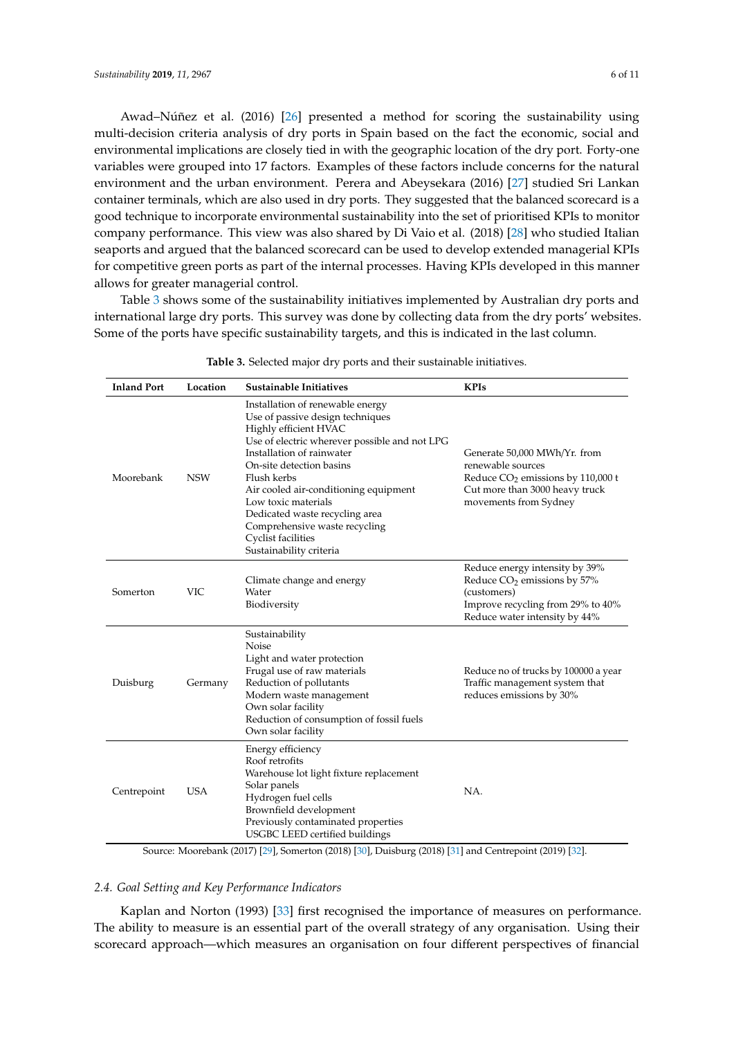Awad–Núñez et al. (2016) [26] presented a method for scoring the sustainability using multi-decision criteria analysis of dry ports in Spain based on the fact the economic, social and environmental implications are closely tied in with the geographic location of the dry port. Forty-one variables were grouped into 17 factors. Examples of these factors include concerns for the natural environment and the urban environment. Perera and Abeysekara (2016) [27] studied Sri Lankan container terminals, which are also used in dry ports. They suggested that the balanced scorecard is a good technique to incorporate environmental sustainability into the set of prioritised KPIs to monitor company performance. This view was also shared by Di Vaio et al. (2018) [28] who studied Italian seaports and argued that the balanced scorecard can be used to develop extended managerial KPIs for competitive green ports as part of the internal processes. Having KPIs developed in this manner allows for greater managerial control.

Table 3 shows some of the sustainability initiatives implemented by Australian dry ports and international large dry ports. This survey was done by collecting data from the dry ports' websites. Some of the ports have specific sustainability targets, and this is indicated in the last column.

**Table 3.** Selected major dry ports and their sustainable initiatives.

| Inland Port | Location | Sustainable Initiatives | KPIs |
|---|---|---|---|
| Moorebank | NSW | Installation of renewable energy<br>Use of passive design techniques<br>Highly efficient HVAC<br>Use of electric wherever possible and not LPG<br>Installation of rainwater<br>On-site detection basins<br>Flush kerbs<br>Air cooled air-conditioning equipment<br>Low toxic materials<br>Dedicated waste recycling area<br>Comprehensive waste recycling<br>Cyclist facilities<br>Sustainability criteria | Generate 50,000 MWh/Yr. from renewable sources<br>Reduce $CO_2$ emissions by 110,000 t<br>Cut more than 3000 heavy truck movements from Sydney |
| Somerton | VIC | Climate change and energy<br>Water<br>Biodiversity | Reduce energy intensity by 39%<br>Reduce $CO_2$ emissions by 57% (customers)<br>Improve recycling from 29% to 40%<br>Reduce water intensity by 44% |
| Duisburg | Germany | Sustainability<br>Noise<br>Light and water protection<br>Frugal use of raw materials<br>Reduction of pollutants<br>Modern waste management<br>Own solar facility<br>Reduction of consumption of fossil fuels<br>Own solar facility | Reduce no of trucks by 100000 a year<br>Traffic management system that reduces emissions by 30% |
| Centrepoint | USA | Energy efficiency<br>Roof retrofits<br>Warehouse lot light fixture replacement<br>Solar panels<br>Hydrogen fuel cells<br>Brownfield development<br>Previously contaminated properties<br>USGBC LEED certified buildings | NA. |

Source: Moorebank (2017) [29], Somerton (2018) [30], Duisburg (2018) [31] and Centrepoint (2019) [32].

### 2.4. Goal Setting and Key Performance Indicators

Kaplan and Norton (1993) [33] first recognised the importance of measures on performance. The ability to measure is an essential part of the overall strategy of any organisation. Using their scorecard approach—which measures an organisation on four different perspectives of financial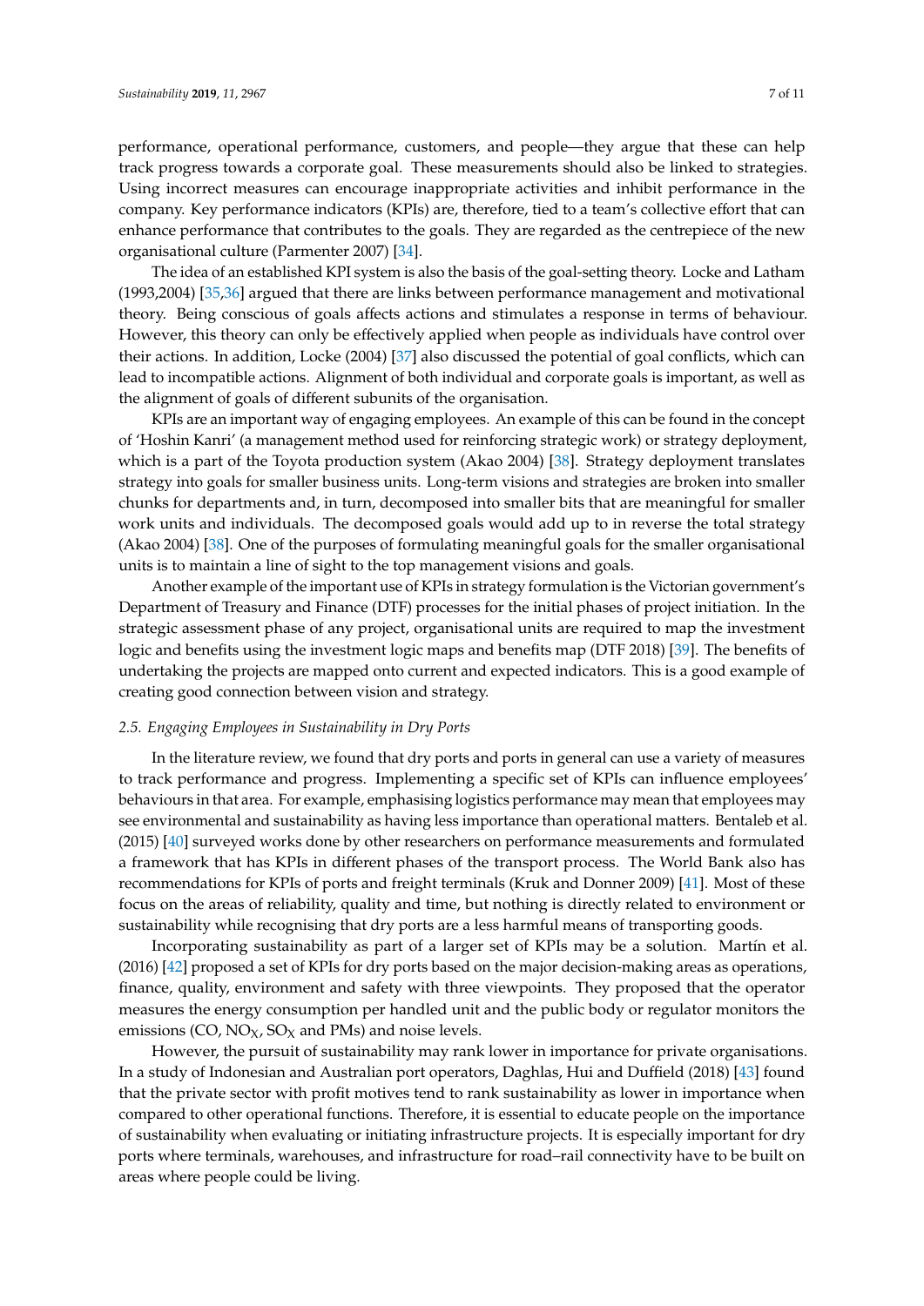performance, operational performance, customers, and people—they argue that these can help track progress towards a corporate goal. These measurements should also be linked to strategies. Using incorrect measures can encourage inappropriate activities and inhibit performance in the company. Key performance indicators (KPIs) are, therefore, tied to a team's collective effort that can enhance performance that contributes to the goals. They are regarded as the centrepiece of the new organisational culture (Parmenter 2007) [34].

The idea of an established KPI system is also the basis of the goal-setting theory. Locke and Latham (1993,2004) [35,36] argued that there are links between performance management and motivational theory. Being conscious of goals affects actions and stimulates a response in terms of behaviour. However, this theory can only be effectively applied when people as individuals have control over their actions. In addition, Locke (2004) [37] also discussed the potential of goal conflicts, which can lead to incompatible actions. Alignment of both individual and corporate goals is important, as well as the alignment of goals of different subunits of the organisation.

KPIs are an important way of engaging employees. An example of this can be found in the concept of 'Hoshin Kanri' (a management method used for reinforcing strategic work) or strategy deployment, which is a part of the Toyota production system (Akao 2004) [38]. Strategy deployment translates strategy into goals for smaller business units. Long-term visions and strategies are broken into smaller chunks for departments and, in turn, decomposed into smaller bits that are meaningful for smaller work units and individuals. The decomposed goals would add up to in reverse the total strategy (Akao 2004) [38]. One of the purposes of formulating meaningful goals for the smaller organisational units is to maintain a line of sight to the top management visions and goals.

Another example of the important use of KPIs in strategy formulation is the Victorian government's Department of Treasury and Finance (DTF) processes for the initial phases of project initiation. In the strategic assessment phase of any project, organisational units are required to map the investment logic and benefits using the investment logic maps and benefits map (DTF 2018) [39]. The benefits of undertaking the projects are mapped onto current and expected indicators. This is a good example of creating good connection between vision and strategy.

### 2.5. Engaging Employees in Sustainability in Dry Ports

In the literature review, we found that dry ports and ports in general can use a variety of measures to track performance and progress. Implementing a specific set of KPIs can influence employees' behaviours in that area. For example, emphasising logistics performance may mean that employees may see environmental and sustainability as having less importance than operational matters. Bentaleb et al. (2015) [40] surveyed works done by other researchers on performance measurements and formulated a framework that has KPIs in different phases of the transport process. The World Bank also has recommendations for KPIs of ports and freight terminals (Kruk and Donner 2009) [41]. Most of these focus on the areas of reliability, quality and time, but nothing is directly related to environment or sustainability while recognising that dry ports are a less harmful means of transporting goods.

Incorporating sustainability as part of a larger set of KPIs may be a solution. Martín et al. (2016) [42] proposed a set of KPIs for dry ports based on the major decision-making areas as operations, finance, quality, environment and safety with three viewpoints. They proposed that the operator measures the energy consumption per handled unit and the public body or regulator monitors the emissions (CO, $NO_X$, $SO_X$ and PMs) and noise levels.

However, the pursuit of sustainability may rank lower in importance for private organisations. In a study of Indonesian and Australian port operators, Daghlas, Hui and Duffield (2018) [43] found that the private sector with profit motives tend to rank sustainability as lower in importance when compared to other operational functions. Therefore, it is essential to educate people on the importance of sustainability when evaluating or initiating infrastructure projects. It is especially important for dry ports where terminals, warehouses, and infrastructure for road–rail connectivity have to be built on areas where people could be living.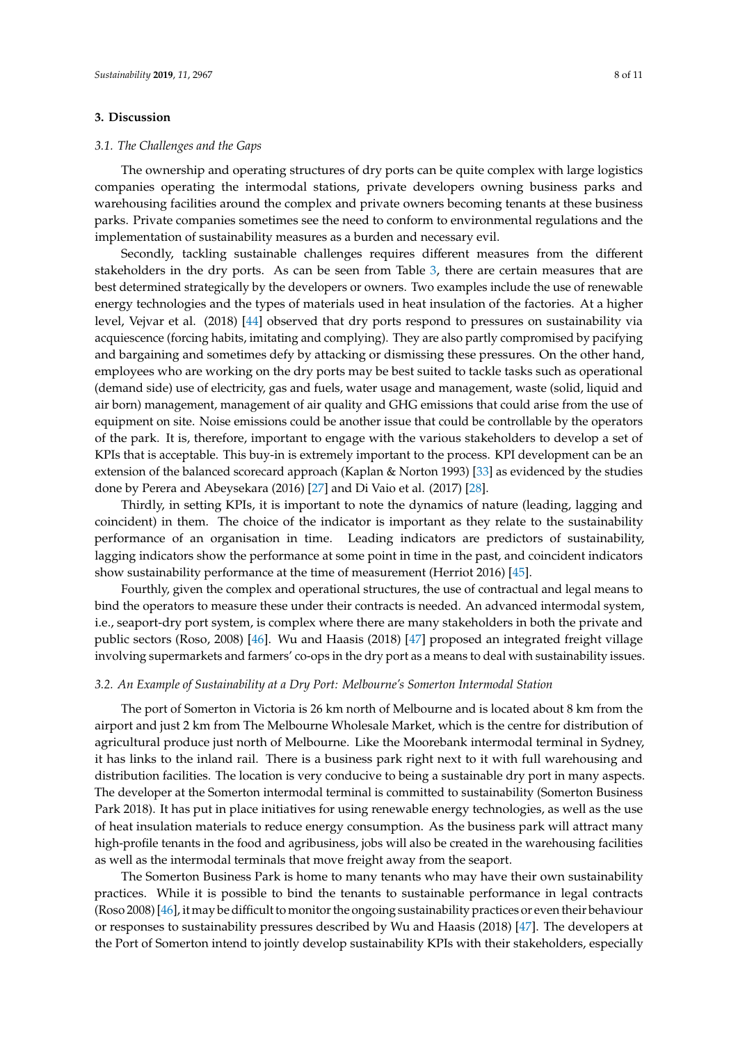## 3. Discussion

### 3.1. The Challenges and the Gaps

The ownership and operating structures of dry ports can be quite complex with large logistics companies operating the intermodal stations, private developers owning business parks and warehousing facilities around the complex and private owners becoming tenants at these business parks. Private companies sometimes see the need to conform to environmental regulations and the implementation of sustainability measures as a burden and necessary evil.

Secondly, tackling sustainable challenges requires different measures from the different stakeholders in the dry ports. As can be seen from Table 3, there are certain measures that are best determined strategically by the developers or owners. Two examples include the use of renewable energy technologies and the types of materials used in heat insulation of the factories. At a higher level, Vejvar et al. (2018) [44] observed that dry ports respond to pressures on sustainability via acquiescence (forcing habits, imitating and complying). They are also partly compromised by pacifying and bargaining and sometimes defy by attacking or dismissing these pressures. On the other hand, employees who are working on the dry ports may be best suited to tackle tasks such as operational (demand side) use of electricity, gas and fuels, water usage and management, waste (solid, liquid and air born) management, management of air quality and GHG emissions that could arise from the use of equipment on site. Noise emissions could be another issue that could be controllable by the operators of the park. It is, therefore, important to engage with the various stakeholders to develop a set of KPIs that is acceptable. This buy-in is extremely important to the process. KPI development can be an extension of the balanced scorecard approach (Kaplan & Norton 1993) [33] as evidenced by the studies done by Perera and Abeysekara (2016) [27] and Di Vaio et al. (2017) [28].

Thirdly, in setting KPIs, it is important to note the dynamics of nature (leading, lagging and coincident) in them. The choice of the indicator is important as they relate to the sustainability performance of an organisation in time. Leading indicators are predictors of sustainability, lagging indicators show the performance at some point in time in the past, and coincident indicators show sustainability performance at the time of measurement (Herriot 2016) [45].

Fourthly, given the complex and operational structures, the use of contractual and legal means to bind the operators to measure these under their contracts is needed. An advanced intermodal system, i.e., seaport-dry port system, is complex where there are many stakeholders in both the private and public sectors (Roso, 2008) [46]. Wu and Haasis (2018) [47] proposed an integrated freight village involving supermarkets and farmers' co-ops in the dry port as a means to deal with sustainability issues.

### 3.2. An Example of Sustainability at a Dry Port: Melbourne's Somerton Intermodal Station

The port of Somerton in Victoria is 26 km north of Melbourne and is located about 8 km from the airport and just 2 km from The Melbourne Wholesale Market, which is the centre for distribution of agricultural produce just north of Melbourne. Like the Moorebank intermodal terminal in Sydney, it has links to the inland rail. There is a business park right next to it with full warehousing and distribution facilities. The location is very conducive to being a sustainable dry port in many aspects. The developer at the Somerton intermodal terminal is committed to sustainability (Somerton Business Park 2018). It has put in place initiatives for using renewable energy technologies, as well as the use of heat insulation materials to reduce energy consumption. As the business park will attract many high-profile tenants in the food and agribusiness, jobs will also be created in the warehousing facilities as well as the intermodal terminals that move freight away from the seaport.

The Somerton Business Park is home to many tenants who may have their own sustainability practices. While it is possible to bind the tenants to sustainable performance in legal contracts (Roso 2008) [46], it may be difficult to monitor the ongoing sustainability practices or even their behaviour or responses to sustainability pressures described by Wu and Haasis (2018) [47]. The developers at the Port of Somerton intend to jointly develop sustainability KPIs with their stakeholders, especially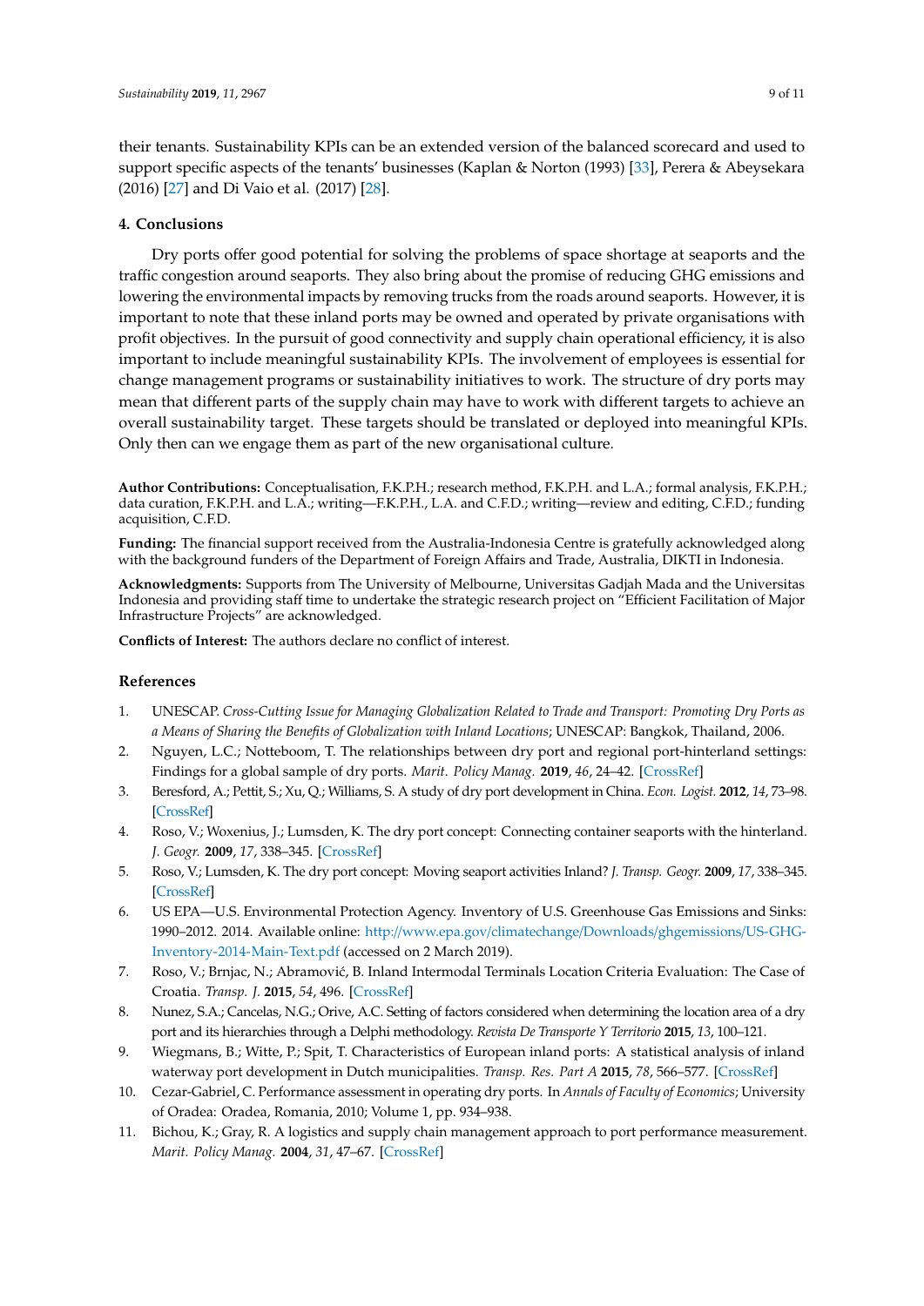their tenants. Sustainability KPIs can be an extended version of the balanced scorecard and used to support specific aspects of the tenants' businesses (Kaplan & Norton (1993) [33], Perera & Abeysekara (2016) [27] and Di Vaio et al. (2017) [28].

## 4. Conclusions

Dry ports offer good potential for solving the problems of space shortage at seaports and the traffic congestion around seaports. They also bring about the promise of reducing GHG emissions and lowering the environmental impacts by removing trucks from the roads around seaports. However, it is important to note that these inland ports may be owned and operated by private organisations with profit objectives. In the pursuit of good connectivity and supply chain operational efficiency, it is also important to include meaningful sustainability KPIs. The involvement of employees is essential for change management programs or sustainability initiatives to work. The structure of dry ports may mean that different parts of the supply chain may have to work with different targets to achieve an overall sustainability target. These targets should be translated or deployed into meaningful KPIs. Only then can we engage them as part of the new organisational culture.

**Author Contributions:** Conceptualisation, F.K.P.H.; research method, F.K.P.H. and L.A.; formal analysis, F.K.P.H.; data curation, F.K.P.H. and L.A.; writing—F.K.P.H., L.A. and C.F.D.; writing—review and editing, C.F.D.; funding acquisition, C.F.D.

**Funding:** The financial support received from the Australia-Indonesia Centre is gratefully acknowledged along with the background funders of the Department of Foreign Affairs and Trade, Australia, DIKTI in Indonesia.

**Acknowledgments:** Supports from The University of Melbourne, Universitas Gadjah Mada and the Universitas Indonesia and providing staff time to undertake the strategic research project on "Efficient Facilitation of Major Infrastructure Projects" are acknowledged.

**Conflicts of Interest:** The authors declare no conflict of interest.

## References

1. UNESCAP. *Cross-Cutting Issue for Managing Globalization Related to Trade and Transport: Promoting Dry Ports as a Means of Sharing the Benefits of Globalization with Inland Locations*; UNESCAP: Bangkok, Thailand, 2006.
2. Nguyen, L.C.; Notteboom, T. The relationships between dry port and regional port-hinterland settings: Findings for a global sample of dry ports. *Marit. Policy Manag.* **2019**, *46*, 24–42. [CrossRef]
3. Beresford, A.; Pettit, S.; Xu, Q.; Williams, S. A study of dry port development in China. *Econ. Logist.* **2012**, *14*, 73–98. [CrossRef]
4. Roso, V.; Woxenius, J.; Lumsden, K. The dry port concept: Connecting container seaports with the hinterland. *J. Geogr.* **2009**, *17*, 338–345. [CrossRef]
5. Roso, V.; Lumsden, K. The dry port concept: Moving seaport activities Inland? *J. Transp. Geogr.* **2009**, *17*, 338–345. [CrossRef]
6. US EPA—U.S. Environmental Protection Agency. Inventory of U.S. Greenhouse Gas Emissions and Sinks: 1990–2012. 2014. Available online: http://www.epa.gov/climatechange/Downloads/ghgemissions/US-GHG-Inventory-2014-Main-Text.pdf (accessed on 2 March 2019).
7. Roso, V.; Brnjac, N.; Abramović, B. Inland Intermodal Terminals Location Criteria Evaluation: The Case of Croatia. *Transp. J.* **2015**, *54*, 496. [CrossRef]
8. Nunez, S.A.; Cancelas, N.G.; Orive, A.C. Setting of factors considered when determining the location area of a dry port and its hierarchies through a Delphi methodology. *Revista De Transporte Y Territorio* **2015**, *13*, 100–121.
9. Wiegmans, B.; Witte, P.; Spit, T. Characteristics of European inland ports: A statistical analysis of inland waterway port development in Dutch municipalities. *Transp. Res. Part A* **2015**, *78*, 566–577. [CrossRef]
10. Cezar-Gabriel, C. Performance assessment in operating dry ports. In *Annals of Faculty of Economics*; University of Oradea: Oradea, Romania, 2010; Volume 1, pp. 934–938.
11. Bichou, K.; Gray, R. A logistics and supply chain management approach to port performance measurement. *Marit. Policy Manag.* **2004**, *31*, 47–67. [CrossRef]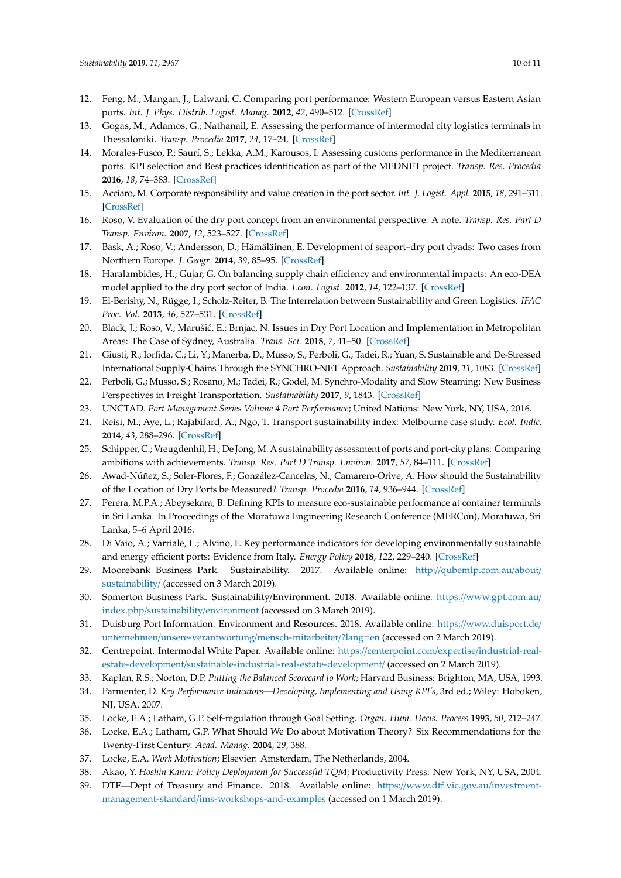12. Feng, M.; Mangan, J.; Lalwani, C. Comparing port performance: Western European versus Eastern Asian ports. *Int. J. Phys. Distrib. Logist. Manag.* **2012**, *42*, 490–512. [CrossRef]
13. Gogas, M.; Adamos, G.; Nathanail, E. Assessing the performance of intermodal city logistics terminals in Thessaloniki. *Transp. Procedia* **2017**, *24*, 17–24. [CrossRef]
14. Morales-Fusco, P.; Saurí, S.; Lekka, A.M.; Karousos, I. Assessing customs performance in the Mediterranean ports. KPI selection and Best practices identification as part of the MEDNET project. *Transp. Res. Procedia* **2016**, *18*, 74–383. [CrossRef]
15. Acciaro, M. Corporate responsibility and value creation in the port sector. *Int. J. Logist. Appl.* **2015**, *18*, 291–311. [CrossRef]
16. Roso, V. Evaluation of the dry port concept from an environmental perspective: A note. *Transp. Res. Part D Transp. Environ.* **2007**, *12*, 523–527. [CrossRef]
17. Bask, A.; Roso, V.; Andersson, D.; Hämäläinen, E. Development of seaport–dry port dyads: Two cases from Northern Europe. *J. Geogr.* **2014**, *39*, 85–95. [CrossRef]
18. Haralambides, H.; Gujar, G. On balancing supply chain efficiency and environmental impacts: An eco-DEA model applied to the dry port sector of India. *Econ. Logist.* **2012**, *14*, 122–137. [CrossRef]
19. El-Berishy, N.; Rügge, I.; Scholz-Reiter, B. The Interrelation between Sustainability and Green Logistics. *IFAC Proc. Vol.* **2013**, *46*, 527–531. [CrossRef]
20. Black, J.; Roso, V.; Marušić, E.; Brnjac, N. Issues in Dry Port Location and Implementation in Metropolitan Areas: The Case of Sydney, Australia. *Trans. Sci.* **2018**, *7*, 41–50. [CrossRef]
21. Giusti, R.; Iorfida, C.; Li, Y.; Manerba, D.; Musso, S.; Perboli, G.; Tadei, R.; Yuan, S. Sustainable and De-Stressed International Supply-Chains Through the SYNCHRO-NET Approach. *Sustainability* **2019**, *11*, 1083. [CrossRef]
22. Perboli, G.; Musso, S.; Rosano, M.; Tadei, R.; Godel, M. Synchro-Modality and Slow Steaming: New Business Perspectives in Freight Transportation. *Sustainability* **2017**, *9*, 1843. [CrossRef]
23. UNCTAD. *Port Management Series Volume 4 Port Performance*; United Nations: New York, NY, USA, 2016.
24. Reisi, M.; Aye, L.; Rajabifard, A.; Ngo, T. Transport sustainability index: Melbourne case study. *Ecol. Indic.* **2014**, *43*, 288–296. [CrossRef]
25. Schipper, C.; Vreugdenhil, H.; De Jong, M. A sustainability assessment of ports and port-city plans: Comparing ambitions with achievements. *Transp. Res. Part D Transp. Environ.* **2017**, *57*, 84–111. [CrossRef]
26. Awad-Núñez, S.; Soler-Flores, F.; González-Cancelas, N.; Camarero-Orive, A. How should the Sustainability of the Location of Dry Ports be Measured? *Transp. Procedia* **2016**, *14*, 936–944. [CrossRef]
27. Perera, M.P.A.; Abeysekara, B. Defining KPIs to measure eco-sustainable performance at container terminals in Sri Lanka. In Proceedings of the Moratuwa Engineering Research Conference (MERCon), Moratuwa, Sri Lanka, 5–6 April 2016.
28. Di Vaio, A.; Varriale, L.; Alvino, F. Key performance indicators for developing environmentally sustainable and energy efficient ports: Evidence from Italy. *Energy Policy* **2018**, *122*, 229–240. [CrossRef]
29. Moorebank Business Park. Sustainability. 2017. Available online: http://qubemlp.com.au/about/sustainability/ (accessed on 3 March 2019).
30. Somerton Business Park. Sustainability/Environment. 2018. Available online: https://www.gpt.com.au/index.php/sustainability/environment (accessed on 3 March 2019).
31. Duisburg Port Information. Environment and Resources. 2018. Available online: https://www.duisport.de/unternehmen/unsere-verantwortung/mensch-mitarbeiter/?lang=en (accessed on 2 March 2019).
32. Centrepoint. Intermodal White Paper. Available online: https://centerpoint.com/expertise/industrial-real-estate-development/sustainable-industrial-real-estate-development/ (accessed on 2 March 2019).
33. Kaplan, R.S.; Norton, D.P. *Putting the Balanced Scorecard to Work*; Harvard Business: Brighton, MA, USA, 1993.
34. Parmenter, D. *Key Performance Indicators—Developing, Implementing and Using KPI's*, 3rd ed.; Wiley: Hoboken, NJ, USA, 2007.
35. Locke, E.A.; Latham, G.P. Self-regulation through Goal Setting. *Organ. Hum. Decis. Process* **1993**, *50*, 212–247.
36. Locke, E.A.; Latham, G.P. What Should We Do about Motivation Theory? Six Recommendations for the Twenty-First Century. *Acad. Manag.* **2004**, *29*, 388.
37. Locke, E.A. *Work Motivation*; Elsevier: Amsterdam, The Netherlands, 2004.
38. Akao, Y. *Hoshin Kanri: Policy Deployment for Successful TQM*; Productivity Press: New York, NY, USA, 2004.
39. DTF—Dept of Treasury and Finance. 2018. Available online: https://www.dtf.vic.gov.au/investment-management-standard/ims-workshops-and-examples (accessed on 1 March 2019).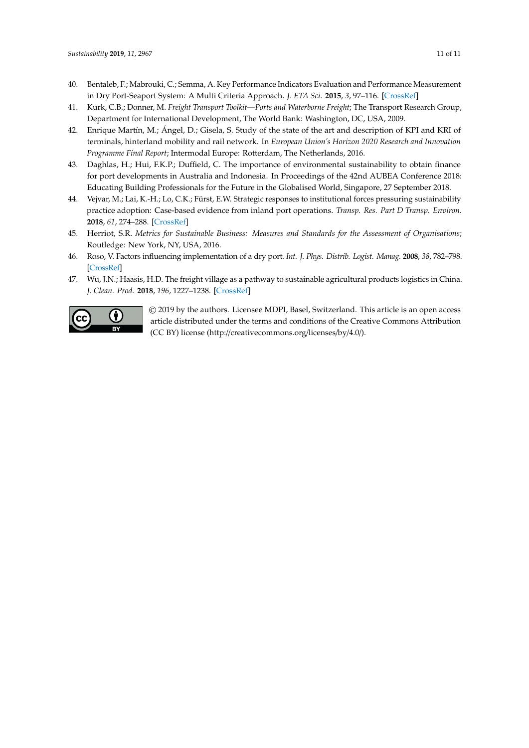40. Bentaleb, F.; Mabrouki, C.; Semma, A. Key Performance Indicators Evaluation and Performance Measurement in Dry Port-Seaport System: A Multi Criteria Approach. *J. ETA Sci.* **2015**, *3*, 97–116. [CrossRef]
41. Kurk, C.B.; Donner, M. *Freight Transport Toolkit—Ports and Waterborne Freight*; The Transport Research Group, Department for International Development, The World Bank: Washington, DC, USA, 2009.
42. Enrique Martín, M.; Ángel, D.; Gisela, S. Study of the state of the art and description of KPI and KRI of terminals, hinterland mobility and rail network. In *European Union's Horizon 2020 Research and Innovation Programme Final Report*; Intermodal Europe: Rotterdam, The Netherlands, 2016.
43. Daghlas, H.; Hui, F.K.P.; Duffield, C. The importance of environmental sustainability to obtain finance for port developments in Australia and Indonesia. In Proceedings of the 42nd AUBEA Conference 2018: Educating Building Professionals for the Future in the Globalised World, Singapore, 27 September 2018.
44. Vejvar, M.; Lai, K.-H.; Lo, C.K.; Fürst, E.W. Strategic responses to institutional forces pressuring sustainability practice adoption: Case-based evidence from inland port operations. *Transp. Res. Part D Transp. Environ.* **2018**, *61*, 274–288. [CrossRef]
45. Herriot, S.R. *Metrics for Sustainable Business: Measures and Standards for the Assessment of Organisations*; Routledge: New York, NY, USA, 2016.
46. Roso, V. Factors influencing implementation of a dry port. *Int. J. Phys. Distrib. Logist. Manag.* **2008**, *38*, 782–798. [CrossRef]
47. Wu, J.N.; Haasis, H.D. The freight village as a pathway to sustainable agricultural products logistics in China. *J. Clean. Prod.* **2018**, *196*, 1227–1238. [CrossRef]

© 2019 by the authors. Licensee MDPI, Basel, Switzerland. This article is an open access article distributed under the terms and conditions of the Creative Commons Attribution (CC BY) license (http://creativecommons.org/licenses/by/4.0/).